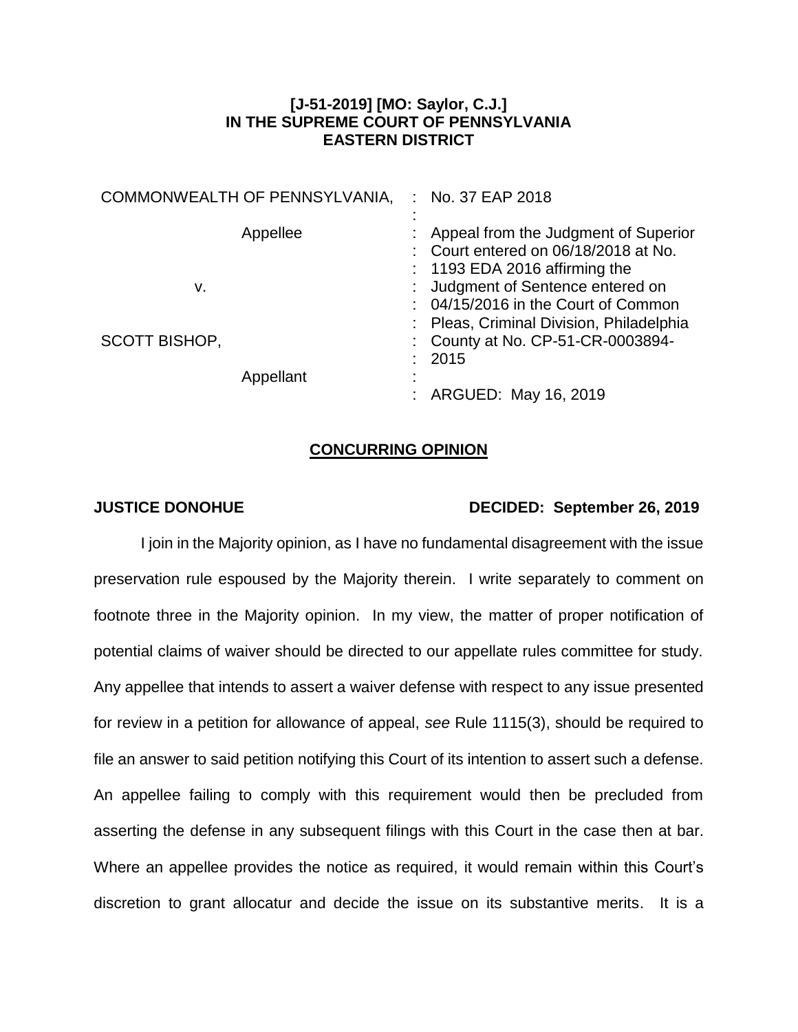**[J-51-2019] [MO: Saylor, C.J.]**
**IN THE SUPREME COURT OF PENNSYLVANIA**
**EASTERN DISTRICT**

| | |
|---|---|
| COMMONWEALTH OF PENNSYLVANIA,<br><br>Appellee<br><br>v.<br><br>SCOTT BISHOP,<br><br>Appellant | No. 37 EAP 2018<br><br>Appeal from the Judgment of Superior Court entered on 06/18/2018 at No. 1193 EDA 2016 affirming the Judgment of Sentence entered on 04/15/2016 in the Court of Common Pleas, Criminal Division, Philadelphia County at No. CP-51-CR-0003894-2015<br><br>ARGUED: May 16, 2019 |

## CONCURRING OPINION

**JUSTICE DONOHUE** **DECIDED: September 26, 2019**

I join in the Majority opinion, as I have no fundamental disagreement with the issue preservation rule espoused by the Majority therein. I write separately to comment on footnote three in the Majority opinion. In my view, the matter of proper notification of potential claims of waiver should be directed to our appellate rules committee for study. Any appellee that intends to assert a waiver defense with respect to any issue presented for review in a petition for allowance of appeal, *see* Rule 1115(3), should be required to file an answer to said petition notifying this Court of its intention to assert such a defense. An appellee failing to comply with this requirement would then be precluded from asserting the defense in any subsequent filings with this Court in the case then at bar. Where an appellee provides the notice as required, it would remain within this Court's discretion to grant allocatur and decide the issue on its substantive merits. It is a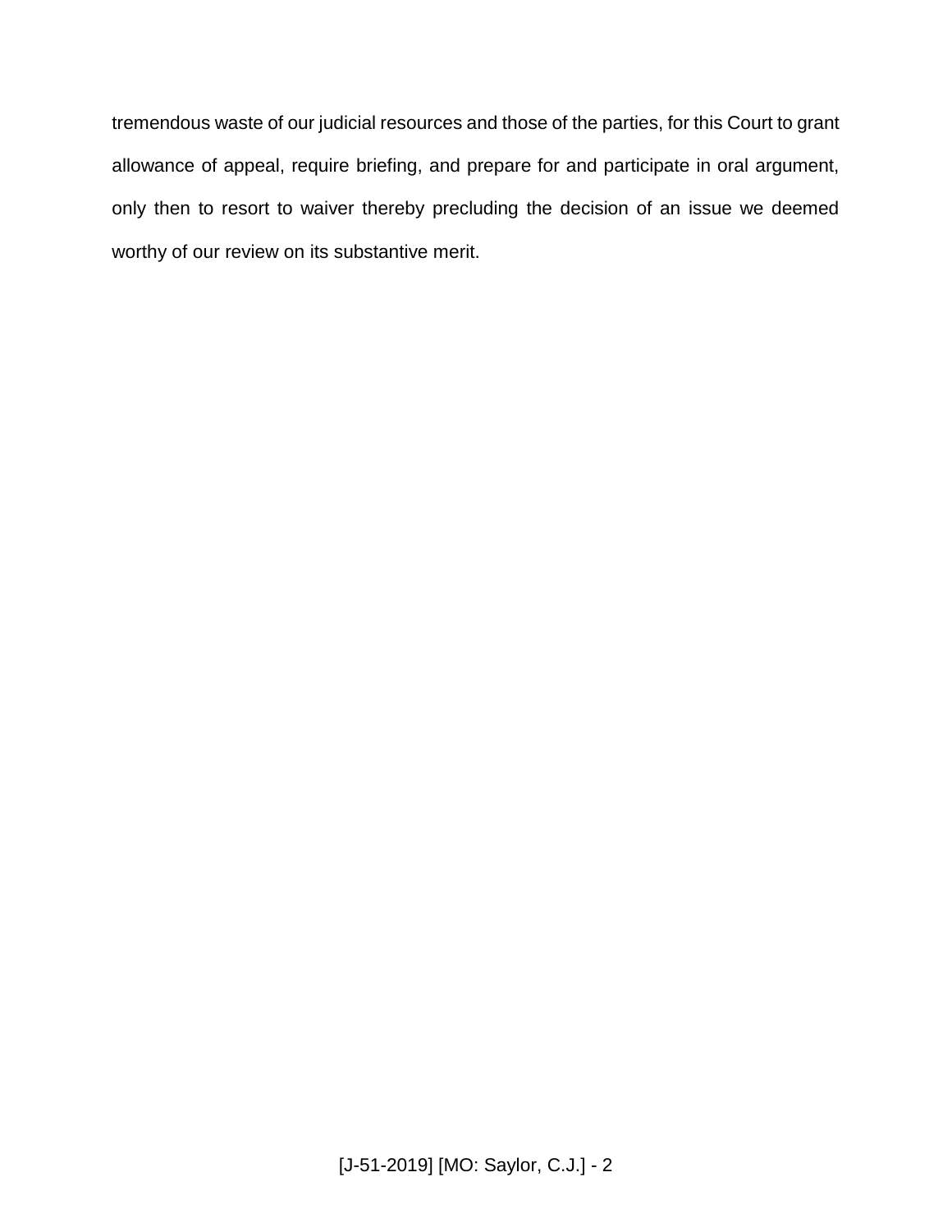tremendous waste of our judicial resources and those of the parties, for this Court to grant allowance of appeal, require briefing, and prepare for and participate in oral argument, only then to resort to waiver thereby precluding the decision of an issue we deemed worthy of our review on its substantive merit.